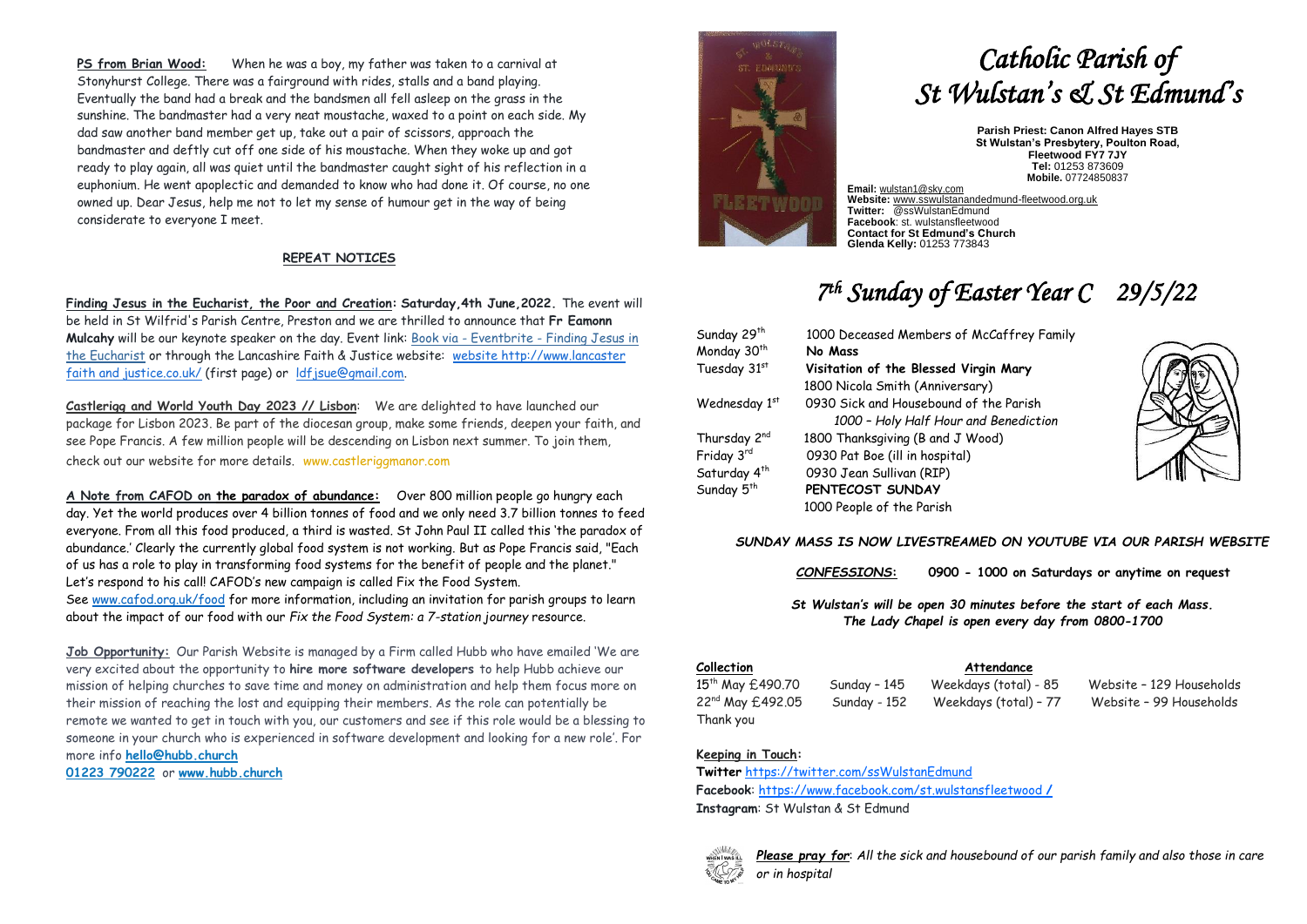**PS from Brian Wood:** When he was a boy, my father was taken to a carnival at Stonyhurst College. There was a fairground with rides, stalls and a band playing. Eventually the band had a break and the bandsmen all fell asleep on the grass in the sunshine. The bandmaster had a very neat moustache, waxed to a point on each side. My dad saw another band member get up, take out a pair of scissors, approach the bandmaster and deftly cut off one side of his moustache. When they woke up and got ready to play again, all was quiet until the bandmaster caught sight of his reflection in a euphonium. He went apoplectic and demanded to know who had done it. Of course, no one owned up. Dear Jesus, help me not to let my sense of humour get in the way of being considerate to everyone I meet.

## REPEAT NOTICES

**Finding Jesus in the Eucharist, the Poor and Creation: Saturday,4th June,2022.** The event will be held in St Wilfrid's Parish Centre, Preston and we are thrilled to announce that **Fr Eamonn Mulcahy** will be our keynote speaker on the day. Event link: Book via - Eventbrite - Finding Jesus in the Eucharist or through the Lancashire Faith & Justice website: website http://www.lancaster faith and justice.co.uk/ (first page) or ldfjsue@gmail.com.

**Castlerigg and World Youth Day 2023 // Lisbon**: We are delighted to have launched our package for Lisbon 2023. Be part of the diocesan group, make some friends, deepen your faith, and see Pope Francis. A few million people will be descending on Lisbon next summer. To join them, check out our website for more details. www.castleriggmanor.com

**A Note from CAFOD on the paradox of abundance:** Over 800 million people go hungry each day. Yet the world produces over 4 billion tonnes of food and we only need 3.7 billion tonnes to feed everyone. From all this food produced, a third is wasted. St John Paul II called this 'the paradox of abundance.' Clearly the currently global food system is not working. But as Pope Francis said, "Each of us has a role to play in transforming food systems for the benefit of people and the planet." Let's respond to his call! CAFOD's new campaign is called Fix the Food System.
See www.cafod.org.uk/food for more information, including an invitation for parish groups to learn about the impact of our food with our *Fix the Food System: a 7-station journey* resource.

**Job Opportunity:** Our Parish Website is managed by a Firm called Hubb who have emailed 'We are very excited about the opportunity to **hire more software developers** to help Hubb achieve our mission of helping churches to save time and money on administration and help them focus more on their mission of reaching the lost and equipping their members. As the role can potentially be remote we wanted to get in touch with you, our customers and see if this role would be a blessing to someone in your church who is experienced in software development and looking for a new role'. For more info **hello@hubb.church**
**01223 790222** or **www.hubb.church**

# *Catholic Parish of St Wulstan's & St Edmund's*

**Parish Priest: Canon Alfred Hayes STB**
**St Wulstan's Presbytery, Poulton Road, Fleetwood FY7 7JY**
**Tel:** 01253 873609
**Mobile.** 07724850837

**Email:** wulstan1@sky.com
**Website:** www.sswulstanandedmund-fleetwood.org.uk
**Twitter:** @ssWulstanEdmund
**Facebook**: st. wulstansfleetwood
**Contact for St Edmund's Church**
**Glenda Kelly:** 01253 773843

## *7th Sunday of Easter Year C 29/5/22*

| | |
|---|---|
| Sunday 29th | 1000 Deceased Members of McCaffrey Family |
| Monday 30th | **No Mass** |
| Tuesday 31st | **Visitation of the Blessed Virgin Mary** |
| | 1800 Nicola Smith (Anniversary) |
| Wednesday 1st | 0930 Sick and Housebound of the Parish |
| | *1000 – Holy Half Hour and Benediction* |
| Thursday 2nd | 1800 Thanksgiving (B and J Wood) |
| Friday 3rd | 0930 Pat Boe (ill in hospital) |
| Saturday 4th | 0930 Jean Sullivan (RIP) |
| Sunday 5th | **PENTECOST SUNDAY** |
| | 1000 People of the Parish |

***SUNDAY MASS IS NOW LIVESTREAMED ON YOUTUBE VIA OUR PARISH WEBSITE***

***CONFESSIONS*: 0900 - 1000 on Saturdays or anytime on request**

***St Wulstan's will be open 30 minutes before the start of each Mass. The Lady Chapel is open every day from 0800-1700***

| Collection | Attendance | | |
|---|---|---|---|
| 15th May £490.70 | Sunday – 145 | Weekdays (total) - 85 | Website – 129 Households |
| 22nd May £492.05 | Sunday - 152 | Weekdays (total) – 77 | Website – 99 Households |

Thank you

**Keeping in Touch:**
**Twitter** https://twitter.com/ssWulstanEdmund
**Facebook**: https://www.facebook.com/st.wulstansfleetwood /
**Instagram**: St Wulstan & St Edmund

***Please pray for**: All the sick and housebound of our parish family and also those in care or in hospital*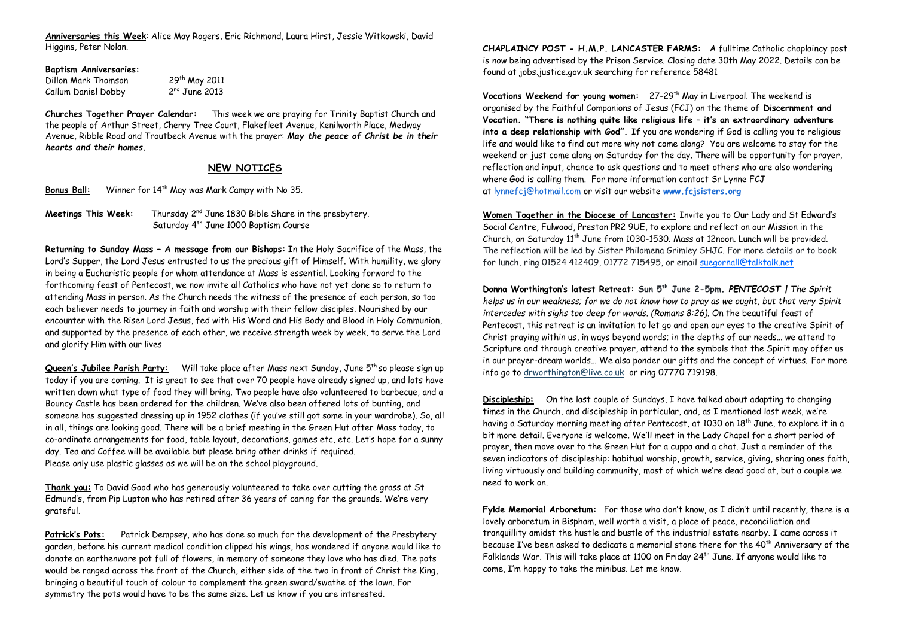**Anniversaries this Week**: Alice May Rogers, Eric Richmond, Laura Hirst, Jessie Witkowski, David Higgins, Peter Nolan.

**Baptism Anniversaries:**

| | |
|---|---|
| Dillon Mark Thomson | 29th May 2011 |
| Callum Daniel Dobby | 2nd June 2013 |

**Churches Together Prayer Calendar:** This week we are praying for Trinity Baptist Church and the people of Arthur Street, Cherry Tree Court, Flakefleet Avenue, Kenilworth Place, Medway Avenue, Ribble Road and Troutbeck Avenue with the prayer: ***May the peace of Christ be in their hearts and their homes.***

## NEW NOTICES

**Bonus Ball:** Winner for 14th May was Mark Campy with No 35.

**Meetings This Week:** Thursday 2nd June 1830 Bible Share in the presbytery.
Saturday 4th June 1000 Baptism Course

**Returning to Sunday Mass – A message from our Bishops:** In the Holy Sacrifice of the Mass, the Lord's Supper, the Lord Jesus entrusted to us the precious gift of Himself. With humility, we glory in being a Eucharistic people for whom attendance at Mass is essential. Looking forward to the forthcoming feast of Pentecost, we now invite all Catholics who have not yet done so to return to attending Mass in person. As the Church needs the witness of the presence of each person, so too each believer needs to journey in faith and worship with their fellow disciples. Nourished by our encounter with the Risen Lord Jesus, fed with His Word and His Body and Blood in Holy Communion, and supported by the presence of each other, we receive strength week by week, to serve the Lord and glorify Him with our lives

**Queen's Jubilee Parish Party:** Will take place after Mass next Sunday, June 5th so please sign up today if you are coming. It is great to see that over 70 people have already signed up, and lots have written down what type of food they will bring. Two people have also volunteered to barbecue, and a Bouncy Castle has been ordered for the children. We've also been offered lots of bunting, and someone has suggested dressing up in 1952 clothes (if you've still got some in your wardrobe). So, all in all, things are looking good. There will be a brief meeting in the Green Hut after Mass today, to co-ordinate arrangements for food, table layout, decorations, games etc, etc. Let's hope for a sunny day. Tea and Coffee will be available but please bring other drinks if required.
Please only use plastic glasses as we will be on the school playground.

**Thank you:** To David Good who has generously volunteered to take over cutting the grass at St Edmund's, from Pip Lupton who has retired after 36 years of caring for the grounds. We're very grateful.

**Patrick's Pots:** Patrick Dempsey, who has done so much for the development of the Presbytery garden, before his current medical condition clipped his wings, has wondered if anyone would like to donate an earthenware pot full of flowers, in memory of someone they love who has died. The pots would be ranged across the front of the Church, either side of the two in front of Christ the King, bringing a beautiful touch of colour to complement the green sward/swathe of the lawn. For symmetry the pots would have to be the same size. Let us know if you are interested.

**CHAPLAINCY POST - H.M.P. LANCASTER FARMS:** A fulltime Catholic chaplaincy post is now being advertised by the Prison Service. Closing date 30th May 2022. Details can be found at jobs.justice.gov.uk searching for reference 58481

**Vocations Weekend for young women:** 27-29th May in Liverpool. The weekend is organised by the Faithful Companions of Jesus (FCJ) on the theme of **Discernment and Vocation. "There is nothing quite like religious life – it's an extraordinary adventure into a deep relationship with God".** If you are wondering if God is calling you to religious life and would like to find out more why not come along? You are welcome to stay for the weekend or just come along on Saturday for the day. There will be opportunity for prayer, reflection and input, chance to ask questions and to meet others who are also wondering where God is calling them. For more information contact Sr Lynne FCJ at lynnefcj@hotmail.com or visit our website **www.fcjsisters.org**

**Women Together in the Diocese of Lancaster:** Invite you to Our Lady and St Edward's Social Centre, Fulwood, Preston PR2 9UE, to explore and reflect on our Mission in the Church, on Saturday 11th June from 1030-1530. Mass at 12noon. Lunch will be provided. The reflection will be led by Sister Philomena Grimley SHJC. For more details or to book for lunch, ring 01524 412409, 01772 715495, or email suegornall@talktalk.net

**Donna Worthington's latest Retreat: Sun 5th June 2-5pm.** ***PENTECOST | The Spirit helps us in our weakness; for we do not know how to pray as we ought, but that very Spirit intercedes with sighs too deep for words. (Romans 8:26).*** On the beautiful feast of Pentecost, this retreat is an invitation to let go and open our eyes to the creative Spirit of Christ praying within us, in ways beyond words; in the depths of our needs… we attend to Scripture and through creative prayer, attend to the symbols that the Spirit may offer us in our prayer-dream worlds… We also ponder our gifts and the concept of virtues. For more info go to drworthington@live.co.uk or ring 07770 719198.

**Discipleship:** On the last couple of Sundays, I have talked about adapting to changing times in the Church, and discipleship in particular, and, as I mentioned last week, we're having a Saturday morning meeting after Pentecost, at 1030 on 18th June, to explore it in a bit more detail. Everyone is welcome. We'll meet in the Lady Chapel for a short period of prayer, then move over to the Green Hut for a cuppa and a chat. Just a reminder of the seven indicators of discipleship: habitual worship, growth, service, giving, sharing ones faith, living virtuously and building community, most of which we're dead good at, but a couple we need to work on.

**Fylde Memorial Arboretum:** For those who don't know, as I didn't until recently, there is a lovely arboretum in Bispham, well worth a visit, a place of peace, reconciliation and tranquillity amidst the hustle and bustle of the industrial estate nearby. I came across it because I've been asked to dedicate a memorial stone there for the 40th Anniversary of the Falklands War. This will take place at 1100 on Friday 24th June. If anyone would like to come, I'm happy to take the minibus. Let me know.